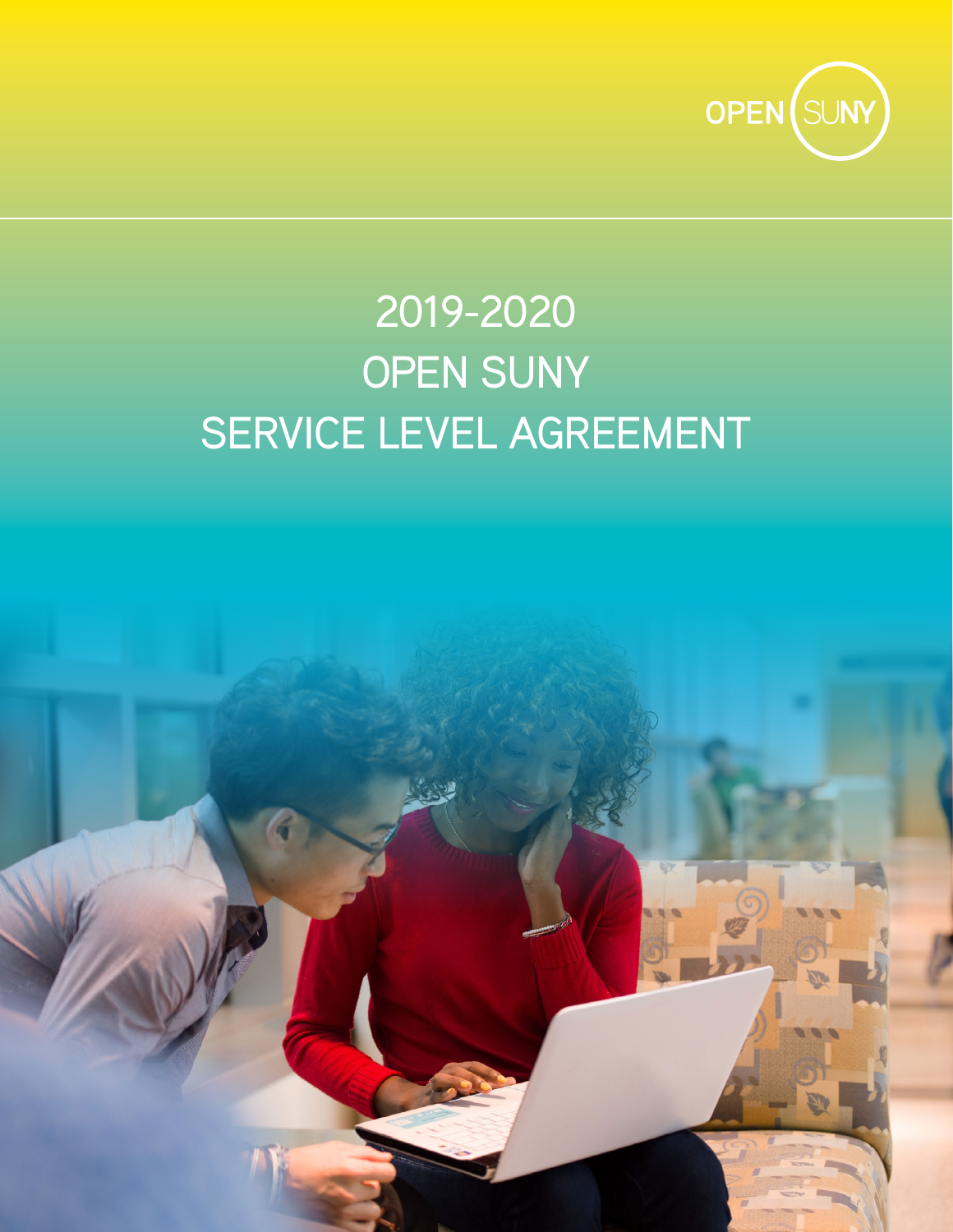OPEN SUNY

# 2019-2020
# OPEN SUNY
# SERVICE LEVEL AGREEMENT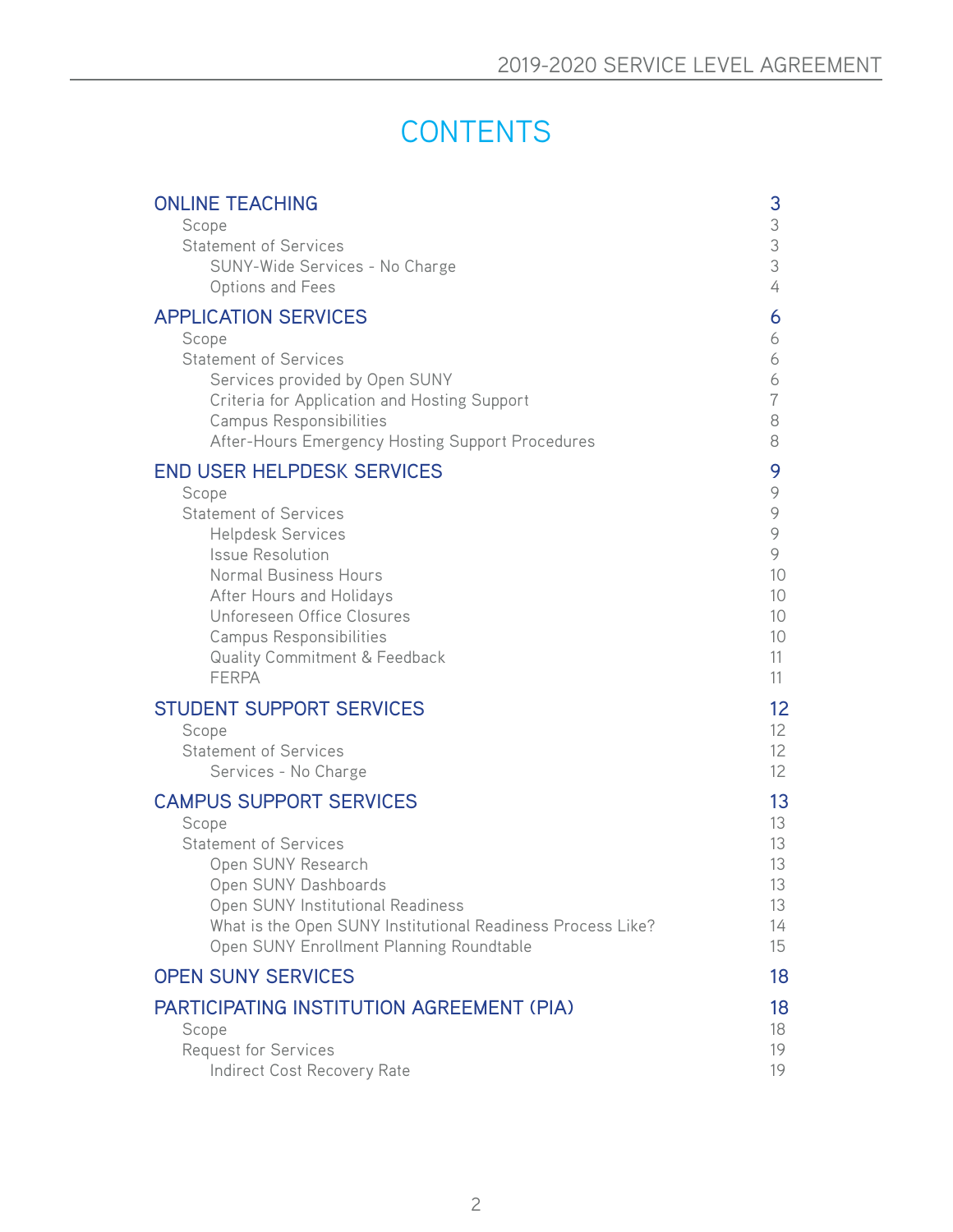# CONTENTS

| | |
|---|---|
| **ONLINE TEACHING** | **3** |
| Scope | 3 |
| Statement of Services | 3 |
| SUNY-Wide Services - No Charge | 3 |
| Options and Fees | 4 |
| **APPLICATION SERVICES** | **6** |
| Scope | 6 |
| Statement of Services | 6 |
| Services provided by Open SUNY | 6 |
| Criteria for Application and Hosting Support | 7 |
| Campus Responsibilities | 8 |
| After-Hours Emergency Hosting Support Procedures | 8 |
| **END USER HELPDESK SERVICES** | **9** |
| Scope | 9 |
| Statement of Services | 9 |
| Helpdesk Services | 9 |
| Issue Resolution | 9 |
| Normal Business Hours | 10 |
| After Hours and Holidays | 10 |
| Unforeseen Office Closures | 10 |
| Campus Responsibilities | 10 |
| Quality Commitment & Feedback | 11 |
| FERPA | 11 |
| **STUDENT SUPPORT SERVICES** | **12** |
| Scope | 12 |
| Statement of Services | 12 |
| Services - No Charge | 12 |
| **CAMPUS SUPPORT SERVICES** | **13** |
| Scope | 13 |
| Statement of Services | 13 |
| Open SUNY Research | 13 |
| Open SUNY Dashboards | 13 |
| Open SUNY Institutional Readiness | 13 |
| What is the Open SUNY Institutional Readiness Process Like? | 14 |
| Open SUNY Enrollment Planning Roundtable | 15 |
| **OPEN SUNY SERVICES** | **18** |
| **PARTICIPATING INSTITUTION AGREEMENT (PIA)** | **18** |
| Scope | 18 |
| Request for Services | 19 |
| Indirect Cost Recovery Rate | 19 |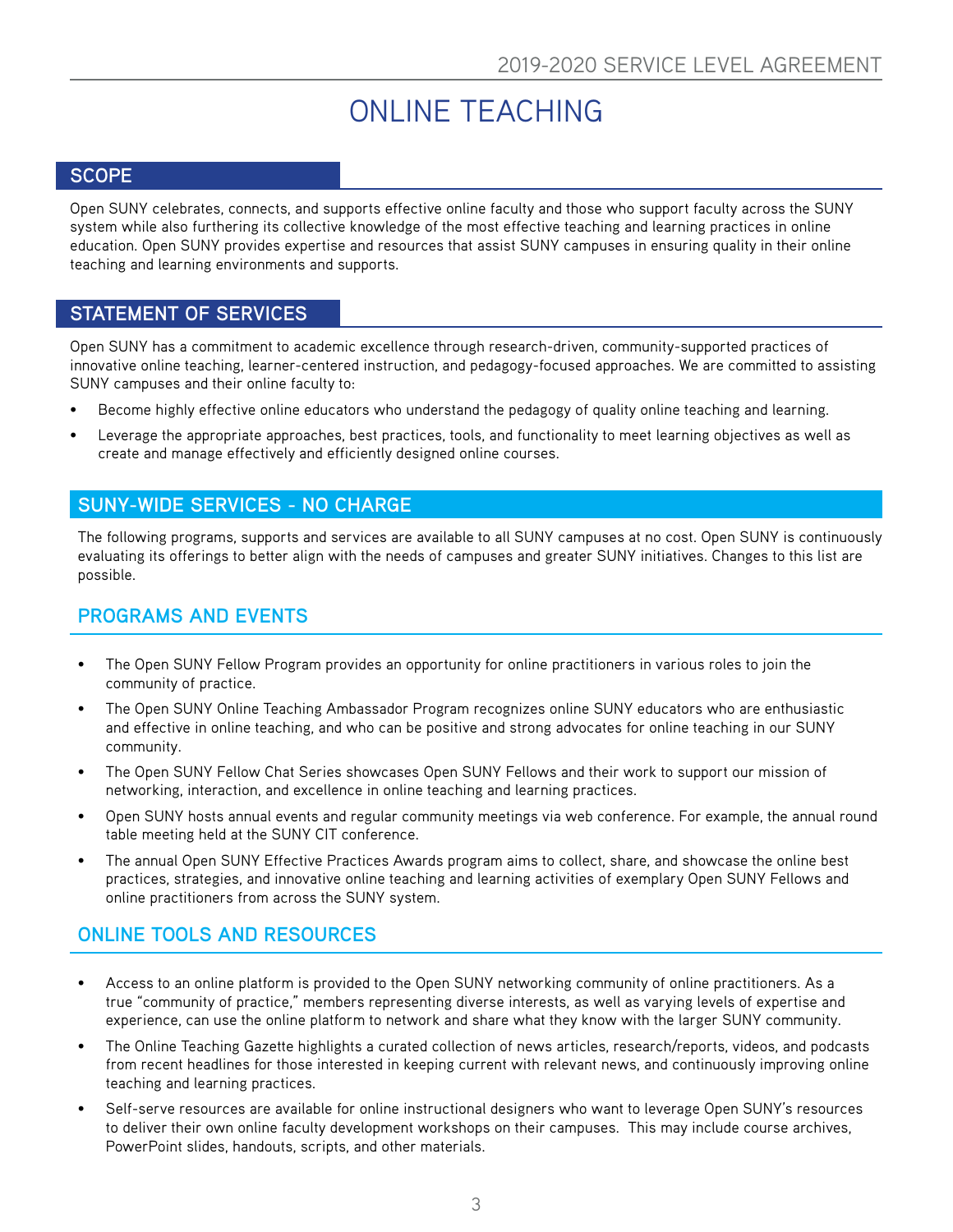# ONLINE TEACHING

## SCOPE

Open SUNY celebrates, connects, and supports effective online faculty and those who support faculty across the SUNY system while also furthering its collective knowledge of the most effective teaching and learning practices in online education. Open SUNY provides expertise and resources that assist SUNY campuses in ensuring quality in their online teaching and learning environments and supports.

## STATEMENT OF SERVICES

Open SUNY has a commitment to academic excellence through research-driven, community-supported practices of innovative online teaching, learner-centered instruction, and pedagogy-focused approaches. We are committed to assisting SUNY campuses and their online faculty to:

- Become highly effective online educators who understand the pedagogy of quality online teaching and learning.
- Leverage the appropriate approaches, best practices, tools, and functionality to meet learning objectives as well as create and manage effectively and efficiently designed online courses.

## SUNY-WIDE SERVICES - NO CHARGE

The following programs, supports and services are available to all SUNY campuses at no cost. Open SUNY is continuously evaluating its offerings to better align with the needs of campuses and greater SUNY initiatives. Changes to this list are possible.

### PROGRAMS AND EVENTS

- The Open SUNY Fellow Program provides an opportunity for online practitioners in various roles to join the community of practice.
- The Open SUNY Online Teaching Ambassador Program recognizes online SUNY educators who are enthusiastic and effective in online teaching, and who can be positive and strong advocates for online teaching in our SUNY community.
- The Open SUNY Fellow Chat Series showcases Open SUNY Fellows and their work to support our mission of networking, interaction, and excellence in online teaching and learning practices.
- Open SUNY hosts annual events and regular community meetings via web conference. For example, the annual round table meeting held at the SUNY CIT conference.
- The annual Open SUNY Effective Practices Awards program aims to collect, share, and showcase the online best practices, strategies, and innovative online teaching and learning activities of exemplary Open SUNY Fellows and online practitioners from across the SUNY system.

### ONLINE TOOLS AND RESOURCES

- Access to an online platform is provided to the Open SUNY networking community of online practitioners. As a true "community of practice," members representing diverse interests, as well as varying levels of expertise and experience, can use the online platform to network and share what they know with the larger SUNY community.
- The Online Teaching Gazette highlights a curated collection of news articles, research/reports, videos, and podcasts from recent headlines for those interested in keeping current with relevant news, and continuously improving online teaching and learning practices.
- Self-serve resources are available for online instructional designers who want to leverage Open SUNY's resources to deliver their own online faculty development workshops on their campuses. This may include course archives, PowerPoint slides, handouts, scripts, and other materials.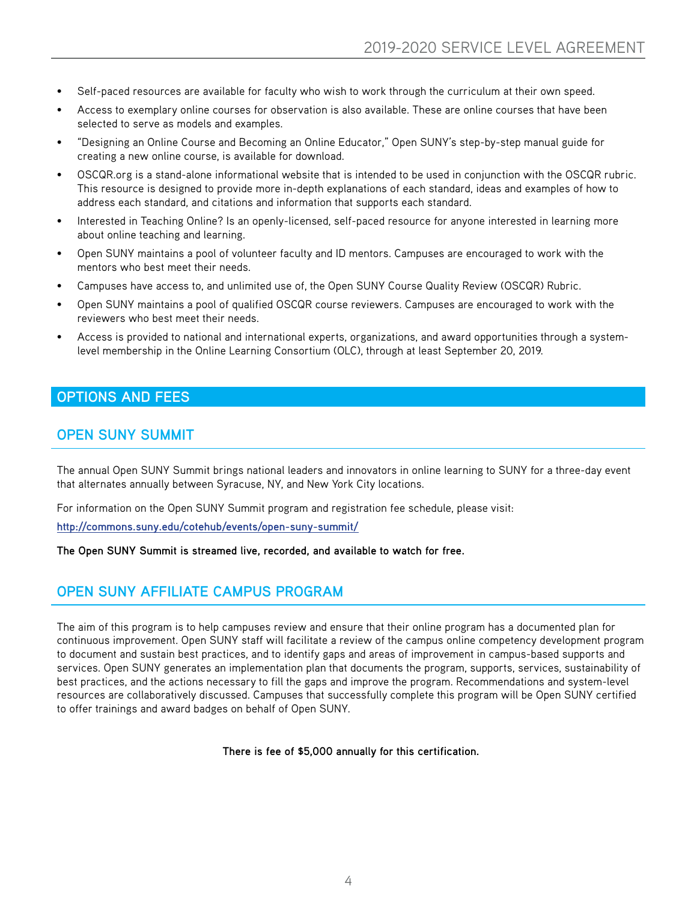- Self-paced resources are available for faculty who wish to work through the curriculum at their own speed.
- Access to exemplary online courses for observation is also available. These are online courses that have been selected to serve as models and examples.
- "Designing an Online Course and Becoming an Online Educator," Open SUNY's step-by-step manual guide for creating a new online course, is available for download.
- OSCQR.org is a stand-alone informational website that is intended to be used in conjunction with the OSCQR rubric. This resource is designed to provide more in-depth explanations of each standard, ideas and examples of how to address each standard, and citations and information that supports each standard.
- Interested in Teaching Online? Is an openly-licensed, self-paced resource for anyone interested in learning more about online teaching and learning.
- Open SUNY maintains a pool of volunteer faculty and ID mentors. Campuses are encouraged to work with the mentors who best meet their needs.
- Campuses have access to, and unlimited use of, the Open SUNY Course Quality Review (OSCQR) Rubric.
- Open SUNY maintains a pool of qualified OSCQR course reviewers. Campuses are encouraged to work with the reviewers who best meet their needs.
- Access is provided to national and international experts, organizations, and award opportunities through a system-level membership in the Online Learning Consortium (OLC), through at least September 20, 2019.

## OPTIONS AND FEES

### OPEN SUNY SUMMIT

The annual Open SUNY Summit brings national leaders and innovators in online learning to SUNY for a three-day event that alternates annually between Syracuse, NY, and New York City locations.

For information on the Open SUNY Summit program and registration fee schedule, please visit:

http://commons.suny.edu/cotehub/events/open-suny-summit/

**The Open SUNY Summit is streamed live, recorded, and available to watch for free.**

### OPEN SUNY AFFILIATE CAMPUS PROGRAM

The aim of this program is to help campuses review and ensure that their online program has a documented plan for continuous improvement. Open SUNY staff will facilitate a review of the campus online competency development program to document and sustain best practices, and to identify gaps and areas of improvement in campus-based supports and services. Open SUNY generates an implementation plan that documents the program, supports, services, sustainability of best practices, and the actions necessary to fill the gaps and improve the program. Recommendations and system-level resources are collaboratively discussed. Campuses that successfully complete this program will be Open SUNY certified to offer trainings and award badges on behalf of Open SUNY.

**There is fee of $5,000 annually for this certification.**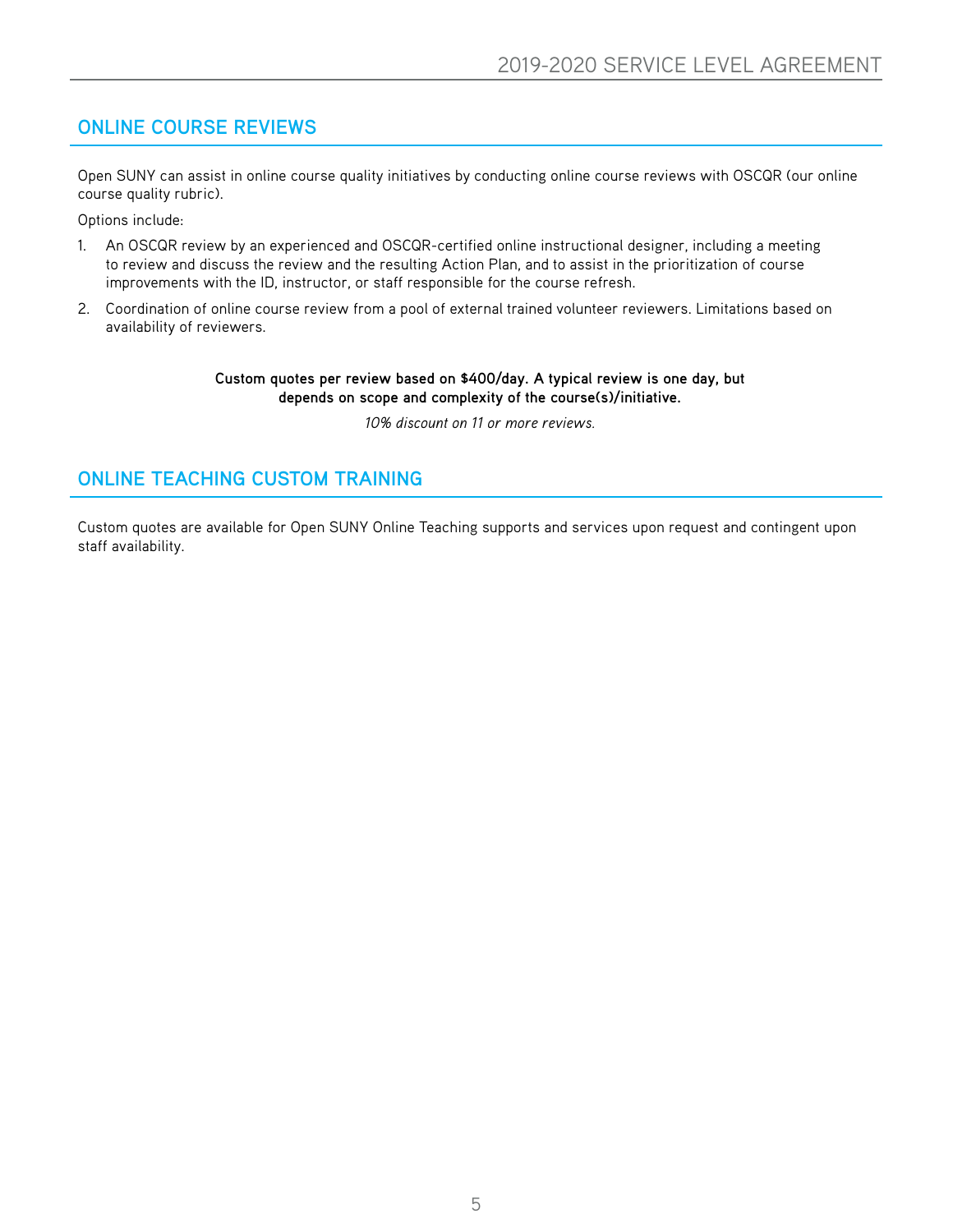## ONLINE COURSE REVIEWS

Open SUNY can assist in online course quality initiatives by conducting online course reviews with OSCQR (our online course quality rubric).

Options include:

1. An OSCQR review by an experienced and OSCQR-certified online instructional designer, including a meeting to review and discuss the review and the resulting Action Plan, and to assist in the prioritization of course improvements with the ID, instructor, or staff responsible for the course refresh.
2. Coordination of online course review from a pool of external trained volunteer reviewers. Limitations based on availability of reviewers.

**Custom quotes per review based on $400/day. A typical review is one day, but depends on scope and complexity of the course(s)/initiative.**

*10% discount on 11 or more reviews.*

## ONLINE TEACHING CUSTOM TRAINING

Custom quotes are available for Open SUNY Online Teaching supports and services upon request and contingent upon staff availability.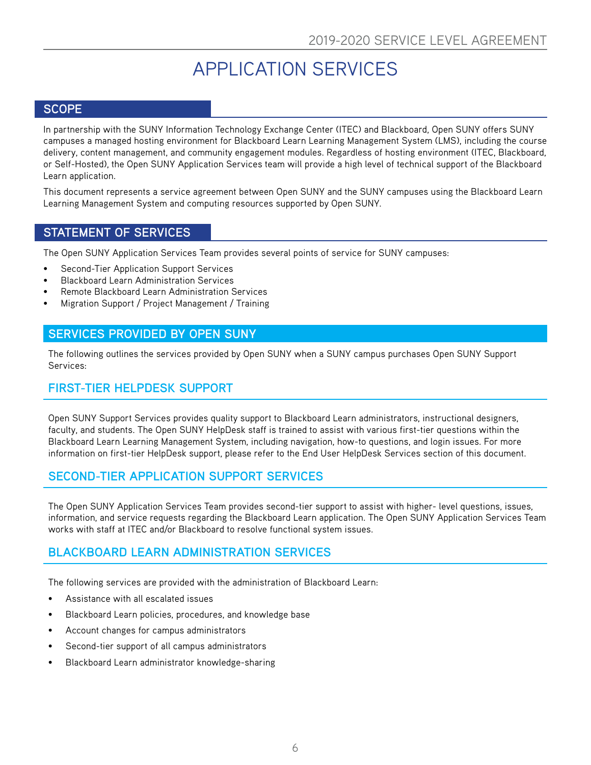# APPLICATION SERVICES

## SCOPE

In partnership with the SUNY Information Technology Exchange Center (ITEC) and Blackboard, Open SUNY offers SUNY campuses a managed hosting environment for Blackboard Learn Learning Management System (LMS), including the course delivery, content management, and community engagement modules. Regardless of hosting environment (ITEC, Blackboard, or Self-Hosted), the Open SUNY Application Services team will provide a high level of technical support of the Blackboard Learn application.

This document represents a service agreement between Open SUNY and the SUNY campuses using the Blackboard Learn Learning Management System and computing resources supported by Open SUNY.

## STATEMENT OF SERVICES

The Open SUNY Application Services Team provides several points of service for SUNY campuses:

- Second-Tier Application Support Services
- Blackboard Learn Administration Services
- Remote Blackboard Learn Administration Services
- Migration Support / Project Management / Training

## SERVICES PROVIDED BY OPEN SUNY

The following outlines the services provided by Open SUNY when a SUNY campus purchases Open SUNY Support Services:

### FIRST-TIER HELPDESK SUPPORT

Open SUNY Support Services provides quality support to Blackboard Learn administrators, instructional designers, faculty, and students. The Open SUNY HelpDesk staff is trained to assist with various first-tier questions within the Blackboard Learn Learning Management System, including navigation, how-to questions, and login issues. For more information on first-tier HelpDesk support, please refer to the End User HelpDesk Services section of this document.

### SECOND-TIER APPLICATION SUPPORT SERVICES

The Open SUNY Application Services Team provides second-tier support to assist with higher- level questions, issues, information, and service requests regarding the Blackboard Learn application. The Open SUNY Application Services Team works with staff at ITEC and/or Blackboard to resolve functional system issues.

### BLACKBOARD LEARN ADMINISTRATION SERVICES

The following services are provided with the administration of Blackboard Learn:

- Assistance with all escalated issues
- Blackboard Learn policies, procedures, and knowledge base
- Account changes for campus administrators
- Second-tier support of all campus administrators
- Blackboard Learn administrator knowledge-sharing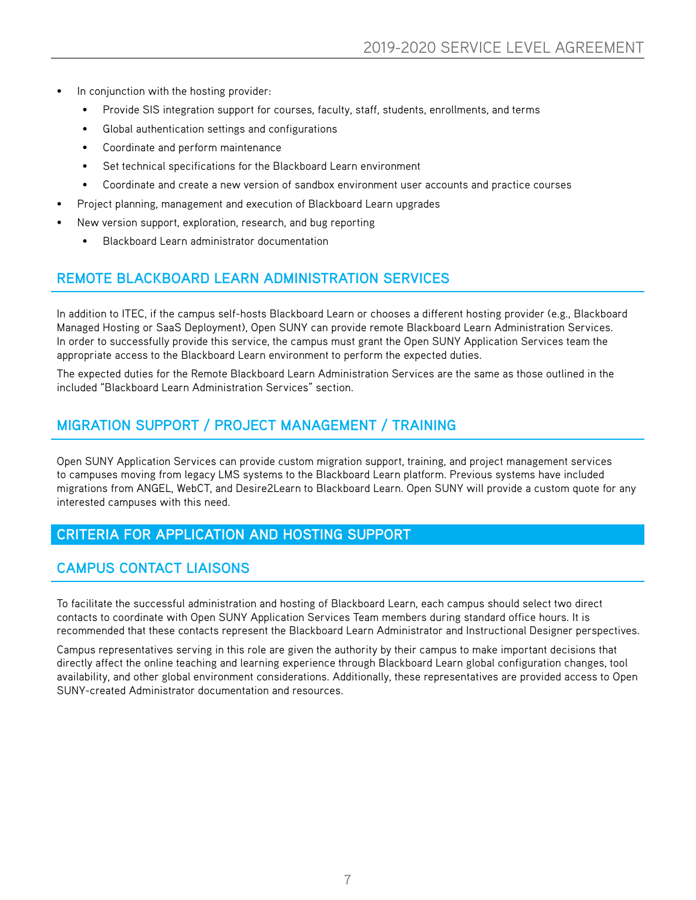- In conjunction with the hosting provider:
    - Provide SIS integration support for courses, faculty, staff, students, enrollments, and terms
    - Global authentication settings and configurations
    - Coordinate and perform maintenance
    - Set technical specifications for the Blackboard Learn environment
    - Coordinate and create a new version of sandbox environment user accounts and practice courses
- Project planning, management and execution of Blackboard Learn upgrades
- New version support, exploration, research, and bug reporting
    - Blackboard Learn administrator documentation

## REMOTE BLACKBOARD LEARN ADMINISTRATION SERVICES

In addition to ITEC, if the campus self-hosts Blackboard Learn or chooses a different hosting provider (e.g., Blackboard Managed Hosting or SaaS Deployment), Open SUNY can provide remote Blackboard Learn Administration Services. In order to successfully provide this service, the campus must grant the Open SUNY Application Services team the appropriate access to the Blackboard Learn environment to perform the expected duties.

The expected duties for the Remote Blackboard Learn Administration Services are the same as those outlined in the included "Blackboard Learn Administration Services" section.

## MIGRATION SUPPORT / PROJECT MANAGEMENT / TRAINING

Open SUNY Application Services can provide custom migration support, training, and project management services to campuses moving from legacy LMS systems to the Blackboard Learn platform. Previous systems have included migrations from ANGEL, WebCT, and Desire2Learn to Blackboard Learn. Open SUNY will provide a custom quote for any interested campuses with this need.

# CRITERIA FOR APPLICATION AND HOSTING SUPPORT

## CAMPUS CONTACT LIAISONS

To facilitate the successful administration and hosting of Blackboard Learn, each campus should select two direct contacts to coordinate with Open SUNY Application Services Team members during standard office hours. It is recommended that these contacts represent the Blackboard Learn Administrator and Instructional Designer perspectives.

Campus representatives serving in this role are given the authority by their campus to make important decisions that directly affect the online teaching and learning experience through Blackboard Learn global configuration changes, tool availability, and other global environment considerations. Additionally, these representatives are provided access to Open SUNY-created Administrator documentation and resources.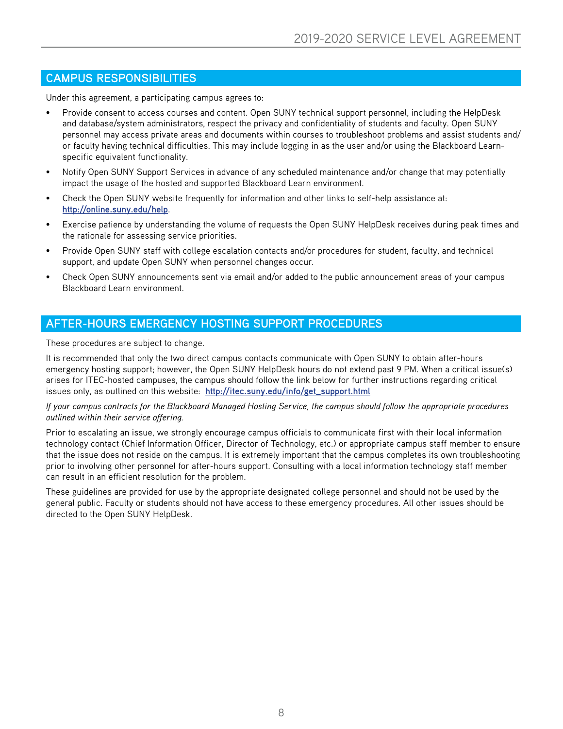## CAMPUS RESPONSIBILITIES

Under this agreement, a participating campus agrees to:

- Provide consent to access courses and content. Open SUNY technical support personnel, including the HelpDesk and database/system administrators, respect the privacy and confidentiality of students and faculty. Open SUNY personnel may access private areas and documents within courses to troubleshoot problems and assist students and/or faculty having technical difficulties. This may include logging in as the user and/or using the Blackboard Learn-specific equivalent functionality.
- Notify Open SUNY Support Services in advance of any scheduled maintenance and/or change that may potentially impact the usage of the hosted and supported Blackboard Learn environment.
- Check the Open SUNY website frequently for information and other links to self-help assistance at: [http://online.suny.edu/help](http://online.suny.edu/help).
- Exercise patience by understanding the volume of requests the Open SUNY HelpDesk receives during peak times and the rationale for assessing service priorities.
- Provide Open SUNY staff with college escalation contacts and/or procedures for student, faculty, and technical support, and update Open SUNY when personnel changes occur.
- Check Open SUNY announcements sent via email and/or added to the public announcement areas of your campus Blackboard Learn environment.

## AFTER-HOURS EMERGENCY HOSTING SUPPORT PROCEDURES

These procedures are subject to change.

It is recommended that only the two direct campus contacts communicate with Open SUNY to obtain after-hours emergency hosting support; however, the Open SUNY HelpDesk hours do not extend past 9 PM. When a critical issue(s) arises for ITEC-hosted campuses, the campus should follow the link below for further instructions regarding critical issues only, as outlined on this website: [http://itec.suny.edu/info/get_support.html](http://itec.suny.edu/info/get_support.html)

*If your campus contracts for the Blackboard Managed Hosting Service, the campus should follow the appropriate procedures outlined within their service offering.*

Prior to escalating an issue, we strongly encourage campus officials to communicate first with their local information technology contact (Chief Information Officer, Director of Technology, etc.) or appropriate campus staff member to ensure that the issue does not reside on the campus. It is extremely important that the campus completes its own troubleshooting prior to involving other personnel for after-hours support. Consulting with a local information technology staff member can result in an efficient resolution for the problem.

These guidelines are provided for use by the appropriate designated college personnel and should not be used by the general public. Faculty or students should not have access to these emergency procedures. All other issues should be directed to the Open SUNY HelpDesk.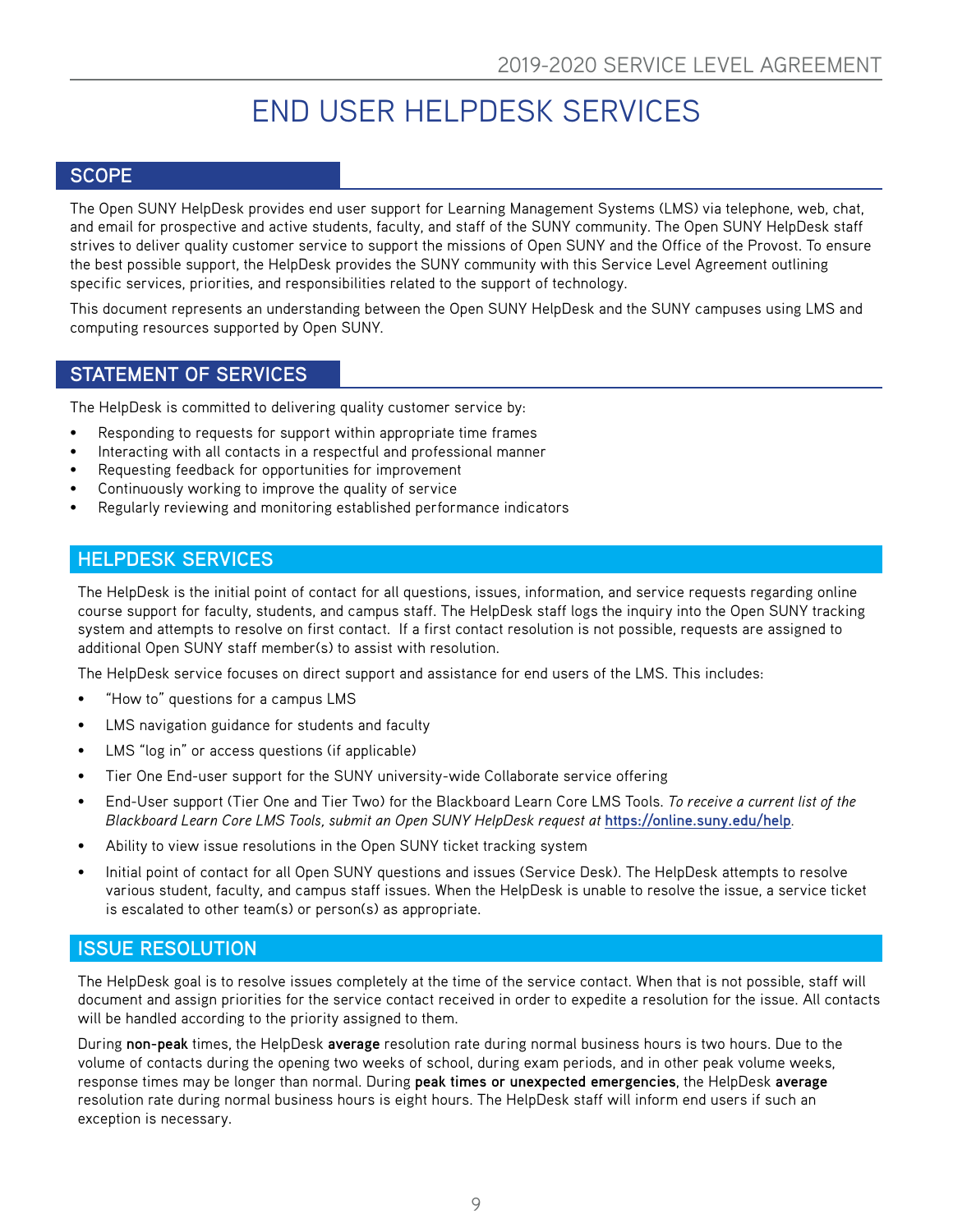# END USER HELPDESK SERVICES

## SCOPE

The Open SUNY HelpDesk provides end user support for Learning Management Systems (LMS) via telephone, web, chat, and email for prospective and active students, faculty, and staff of the SUNY community. The Open SUNY HelpDesk staff strives to deliver quality customer service to support the missions of Open SUNY and the Office of the Provost. To ensure the best possible support, the HelpDesk provides the SUNY community with this Service Level Agreement outlining specific services, priorities, and responsibilities related to the support of technology.

This document represents an understanding between the Open SUNY HelpDesk and the SUNY campuses using LMS and computing resources supported by Open SUNY.

## STATEMENT OF SERVICES

The HelpDesk is committed to delivering quality customer service by:

- Responding to requests for support within appropriate time frames
- Interacting with all contacts in a respectful and professional manner
- Requesting feedback for opportunities for improvement
- Continuously working to improve the quality of service
- Regularly reviewing and monitoring established performance indicators

## HELPDESK SERVICES

The HelpDesk is the initial point of contact for all questions, issues, information, and service requests regarding online course support for faculty, students, and campus staff. The HelpDesk staff logs the inquiry into the Open SUNY tracking system and attempts to resolve on first contact. If a first contact resolution is not possible, requests are assigned to additional Open SUNY staff member(s) to assist with resolution.

The HelpDesk service focuses on direct support and assistance for end users of the LMS. This includes:

- "How to" questions for a campus LMS
- LMS navigation guidance for students and faculty
- LMS "log in" or access questions (if applicable)
- Tier One End-user support for the SUNY university-wide Collaborate service offering
- End-User support (Tier One and Tier Two) for the Blackboard Learn Core LMS Tools. *To receive a current list of the Blackboard Learn Core LMS Tools, submit an Open SUNY HelpDesk request at* **https://online.suny.edu/help**.
- Ability to view issue resolutions in the Open SUNY ticket tracking system
- Initial point of contact for all Open SUNY questions and issues (Service Desk). The HelpDesk attempts to resolve various student, faculty, and campus staff issues. When the HelpDesk is unable to resolve the issue, a service ticket is escalated to other team(s) or person(s) as appropriate.

## ISSUE RESOLUTION

The HelpDesk goal is to resolve issues completely at the time of the service contact. When that is not possible, staff will document and assign priorities for the service contact received in order to expedite a resolution for the issue. All contacts will be handled according to the priority assigned to them.

During **non-peak** times, the HelpDesk **average** resolution rate during normal business hours is two hours. Due to the volume of contacts during the opening two weeks of school, during exam periods, and in other peak volume weeks, response times may be longer than normal. During **peak times or unexpected emergencies**, the HelpDesk **average** resolution rate during normal business hours is eight hours. The HelpDesk staff will inform end users if such an exception is necessary.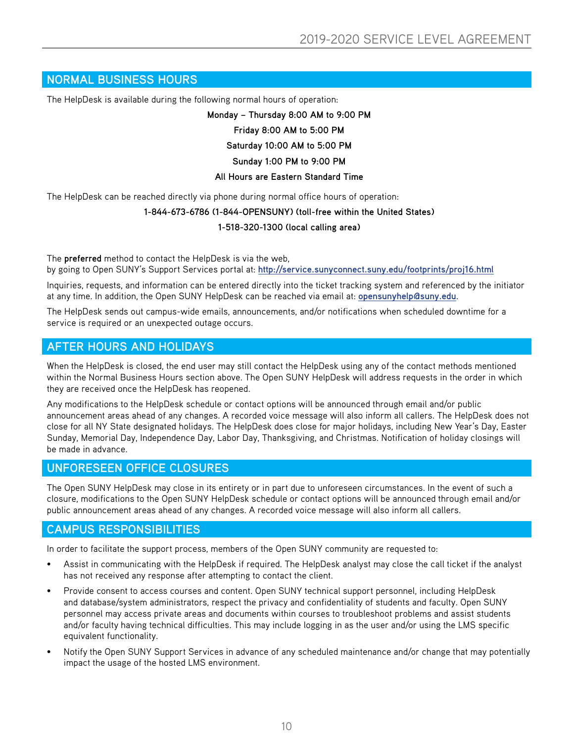## NORMAL BUSINESS HOURS

The HelpDesk is available during the following normal hours of operation:

**Monday – Thursday 8:00 AM to 9:00 PM**

**Friday 8:00 AM to 5:00 PM**

**Saturday 10:00 AM to 5:00 PM**

**Sunday 1:00 PM to 9:00 PM**

**All Hours are Eastern Standard Time**

The HelpDesk can be reached directly via phone during normal office hours of operation:

**1-844-673-6786 (1-844-OPENSUNY) (toll-free within the United States)**

**1-518-320-1300 (local calling area)**

The **preferred** method to contact the HelpDesk is via the web,
by going to Open SUNY's Support Services portal at: http://service.sunyconnect.suny.edu/footprints/proj16.html

Inquiries, requests, and information can be entered directly into the ticket tracking system and referenced by the initiator at any time. In addition, the Open SUNY HelpDesk can be reached via email at: opensunyhelp@suny.edu.

The HelpDesk sends out campus-wide emails, announcements, and/or notifications when scheduled downtime for a service is required or an unexpected outage occurs.

## AFTER HOURS AND HOLIDAYS

When the HelpDesk is closed, the end user may still contact the HelpDesk using any of the contact methods mentioned within the Normal Business Hours section above. The Open SUNY HelpDesk will address requests in the order in which they are received once the HelpDesk has reopened.

Any modifications to the HelpDesk schedule or contact options will be announced through email and/or public announcement areas ahead of any changes. A recorded voice message will also inform all callers. The HelpDesk does not close for all NY State designated holidays. The HelpDesk does close for major holidays, including New Year's Day, Easter Sunday, Memorial Day, Independence Day, Labor Day, Thanksgiving, and Christmas. Notification of holiday closings will be made in advance.

## UNFORESEEN OFFICE CLOSURES

The Open SUNY HelpDesk may close in its entirety or in part due to unforeseen circumstances. In the event of such a closure, modifications to the Open SUNY HelpDesk schedule or contact options will be announced through email and/or public announcement areas ahead of any changes. A recorded voice message will also inform all callers.

## CAMPUS RESPONSIBILITIES

In order to facilitate the support process, members of the Open SUNY community are requested to:

- Assist in communicating with the HelpDesk if required. The HelpDesk analyst may close the call ticket if the analyst has not received any response after attempting to contact the client.
- Provide consent to access courses and content. Open SUNY technical support personnel, including HelpDesk and database/system administrators, respect the privacy and confidentiality of students and faculty. Open SUNY personnel may access private areas and documents within courses to troubleshoot problems and assist students and/or faculty having technical difficulties. This may include logging in as the user and/or using the LMS specific equivalent functionality.
- Notify the Open SUNY Support Services in advance of any scheduled maintenance and/or change that may potentially impact the usage of the hosted LMS environment.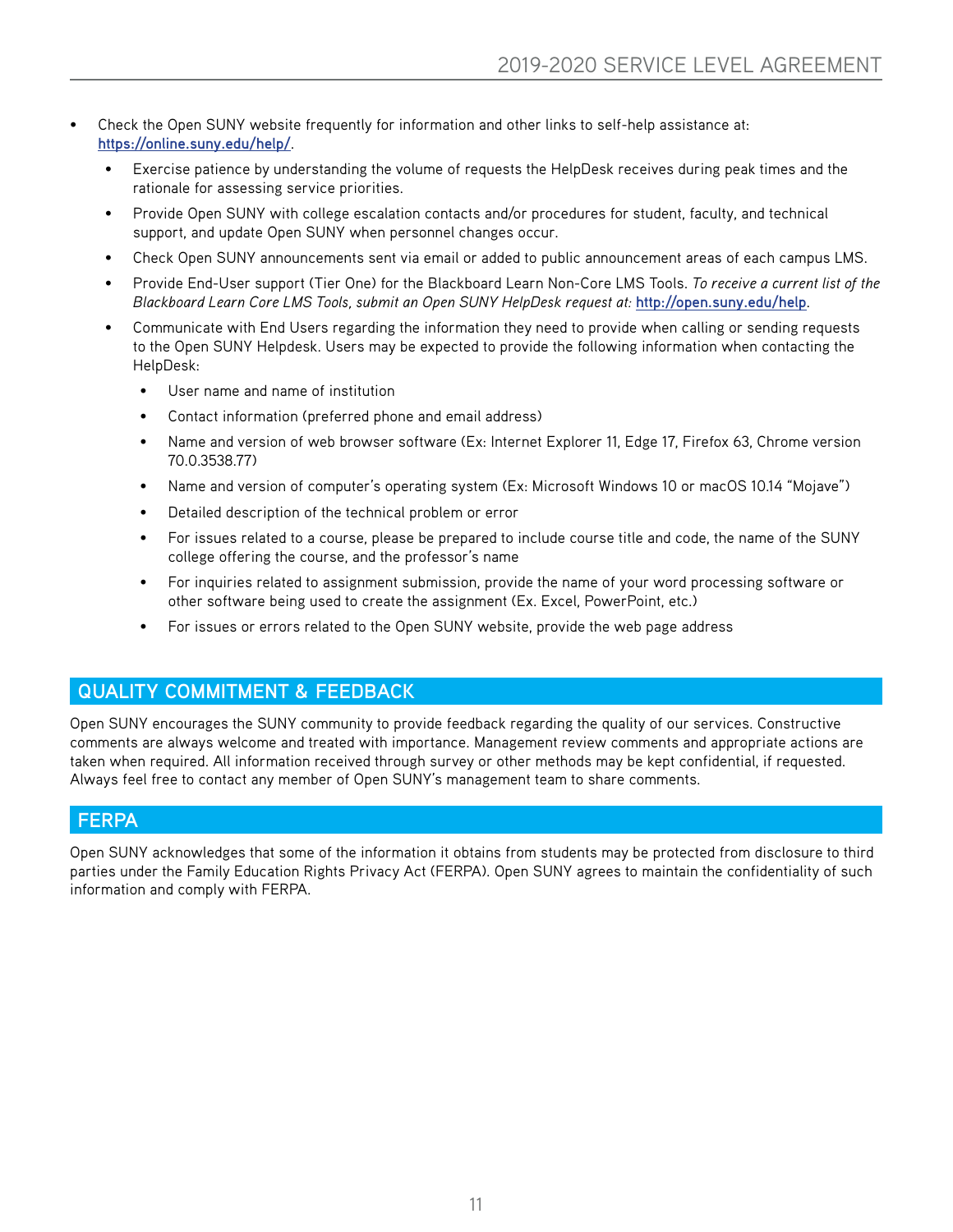- Check the Open SUNY website frequently for information and other links to self-help assistance at: https://online.suny.edu/help/.
  - Exercise patience by understanding the volume of requests the HelpDesk receives during peak times and the rationale for assessing service priorities.
  - Provide Open SUNY with college escalation contacts and/or procedures for student, faculty, and technical support, and update Open SUNY when personnel changes occur.
  - Check Open SUNY announcements sent via email or added to public announcement areas of each campus LMS.
  - Provide End-User support (Tier One) for the Blackboard Learn Non-Core LMS Tools. *To receive a current list of the Blackboard Learn Core LMS Tools, submit an Open SUNY HelpDesk request at:* http://open.suny.edu/help.
  - Communicate with End Users regarding the information they need to provide when calling or sending requests to the Open SUNY Helpdesk. Users may be expected to provide the following information when contacting the HelpDesk:
    - User name and name of institution
    - Contact information (preferred phone and email address)
    - Name and version of web browser software (Ex: Internet Explorer 11, Edge 17, Firefox 63, Chrome version 70.0.3538.77)
    - Name and version of computer's operating system (Ex: Microsoft Windows 10 or macOS 10.14 "Mojave")
    - Detailed description of the technical problem or error
    - For issues related to a course, please be prepared to include course title and code, the name of the SUNY college offering the course, and the professor's name
    - For inquiries related to assignment submission, provide the name of your word processing software or other software being used to create the assignment (Ex. Excel, PowerPoint, etc.)
    - For issues or errors related to the Open SUNY website, provide the web page address

## QUALITY COMMITMENT & FEEDBACK

Open SUNY encourages the SUNY community to provide feedback regarding the quality of our services. Constructive comments are always welcome and treated with importance. Management review comments and appropriate actions are taken when required. All information received through survey or other methods may be kept confidential, if requested. Always feel free to contact any member of Open SUNY's management team to share comments.

## FERPA

Open SUNY acknowledges that some of the information it obtains from students may be protected from disclosure to third parties under the Family Education Rights Privacy Act (FERPA). Open SUNY agrees to maintain the confidentiality of such information and comply with FERPA.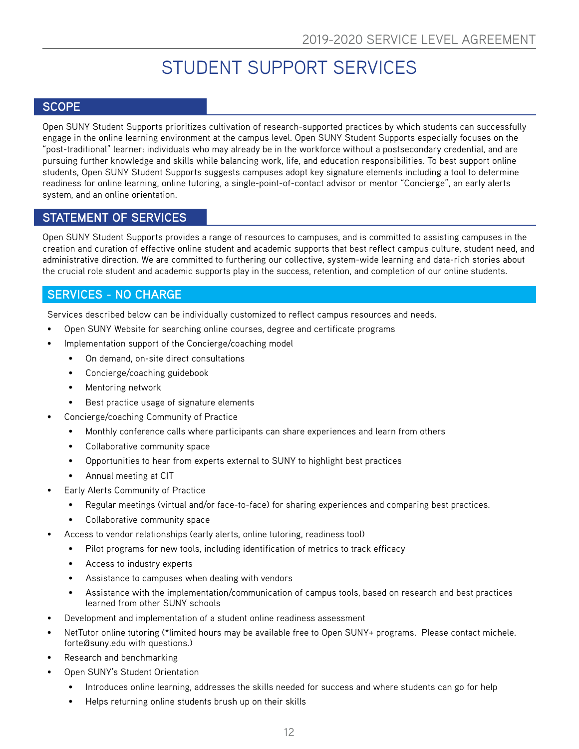# STUDENT SUPPORT SERVICES

## SCOPE

Open SUNY Student Supports prioritizes cultivation of research-supported practices by which students can successfully engage in the online learning environment at the campus level. Open SUNY Student Supports especially focuses on the "post-traditional" learner: individuals who may already be in the workforce without a postsecondary credential, and are pursuing further knowledge and skills while balancing work, life, and education responsibilities. To best support online students, Open SUNY Student Supports suggests campuses adopt key signature elements including a tool to determine readiness for online learning, online tutoring, a single-point-of-contact advisor or mentor "Concierge", an early alerts system, and an online orientation.

## STATEMENT OF SERVICES

Open SUNY Student Supports provides a range of resources to campuses, and is committed to assisting campuses in the creation and curation of effective online student and academic supports that best reflect campus culture, student need, and administrative direction. We are committed to furthering our collective, system-wide learning and data-rich stories about the crucial role student and academic supports play in the success, retention, and completion of our online students.

## SERVICES - NO CHARGE

Services described below can be individually customized to reflect campus resources and needs.

- Open SUNY Website for searching online courses, degree and certificate programs
- Implementation support of the Concierge/coaching model
  - On demand, on-site direct consultations
  - Concierge/coaching guidebook
  - Mentoring network
  - Best practice usage of signature elements
- Concierge/coaching Community of Practice
  - Monthly conference calls where participants can share experiences and learn from others
  - Collaborative community space
  - Opportunities to hear from experts external to SUNY to highlight best practices
  - Annual meeting at CIT
- Early Alerts Community of Practice
  - Regular meetings (virtual and/or face-to-face) for sharing experiences and comparing best practices.
  - Collaborative community space
- Access to vendor relationships (early alerts, online tutoring, readiness tool)
  - Pilot programs for new tools, including identification of metrics to track efficacy
  - Access to industry experts
  - Assistance to campuses when dealing with vendors
  - Assistance with the implementation/communication of campus tools, based on research and best practices learned from other SUNY schools
- Development and implementation of a student online readiness assessment
- NetTutor online tutoring (*limited hours may be available free to Open SUNY+ programs. Please contact michele.forte@suny.edu with questions.)
- Research and benchmarking
- Open SUNY's Student Orientation
  - Introduces online learning, addresses the skills needed for success and where students can go for help
  - Helps returning online students brush up on their skills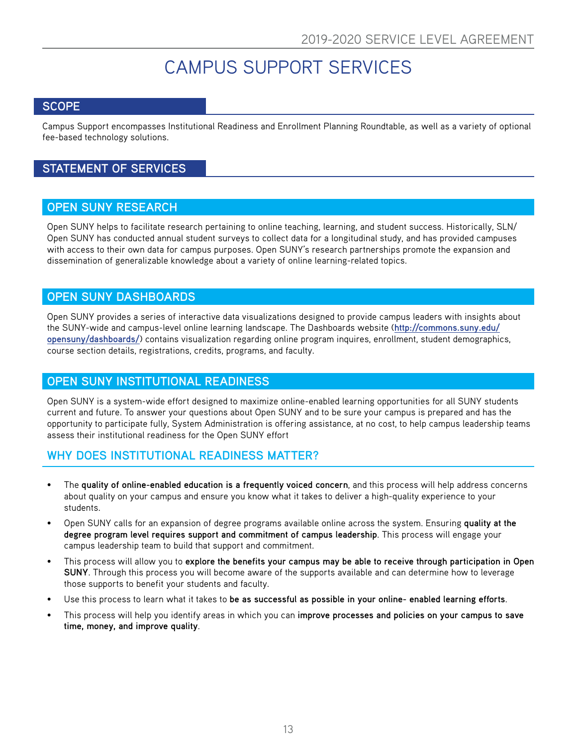# CAMPUS SUPPORT SERVICES

## SCOPE

Campus Support encompasses Institutional Readiness and Enrollment Planning Roundtable, as well as a variety of optional fee-based technology solutions.

## STATEMENT OF SERVICES

### OPEN SUNY RESEARCH

Open SUNY helps to facilitate research pertaining to online teaching, learning, and student success. Historically, SLN/ Open SUNY has conducted annual student surveys to collect data for a longitudinal study, and has provided campuses with access to their own data for campus purposes. Open SUNY's research partnerships promote the expansion and dissemination of generalizable knowledge about a variety of online learning-related topics.

### OPEN SUNY DASHBOARDS

Open SUNY provides a series of interactive data visualizations designed to provide campus leaders with insights about the SUNY-wide and campus-level online learning landscape. The Dashboards website ([http://commons.suny.edu/opensuny/dashboards/](http://commons.suny.edu/opensuny/dashboards/)) contains visualization regarding online program inquires, enrollment, student demographics, course section details, registrations, credits, programs, and faculty.

### OPEN SUNY INSTITUTIONAL READINESS

Open SUNY is a system-wide effort designed to maximize online-enabled learning opportunities for all SUNY students current and future. To answer your questions about Open SUNY and to be sure your campus is prepared and has the opportunity to participate fully, System Administration is offering assistance, at no cost, to help campus leadership teams assess their institutional readiness for the Open SUNY effort

#### WHY DOES INSTITUTIONAL READINESS MATTER?

- The **quality of online-enabled education is a frequently voiced concern**, and this process will help address concerns about quality on your campus and ensure you know what it takes to deliver a high-quality experience to your students.
- Open SUNY calls for an expansion of degree programs available online across the system. Ensuring **quality at the degree program level requires support and commitment of campus leadership**. This process will engage your campus leadership team to build that support and commitment.
- This process will allow you to **explore the benefits your campus may be able to receive through participation in Open SUNY**. Through this process you will become aware of the supports available and can determine how to leverage those supports to benefit your students and faculty.
- Use this process to learn what it takes to **be as successful as possible in your online- enabled learning efforts**.
- This process will help you identify areas in which you can **improve processes and policies on your campus to save time, money, and improve quality**.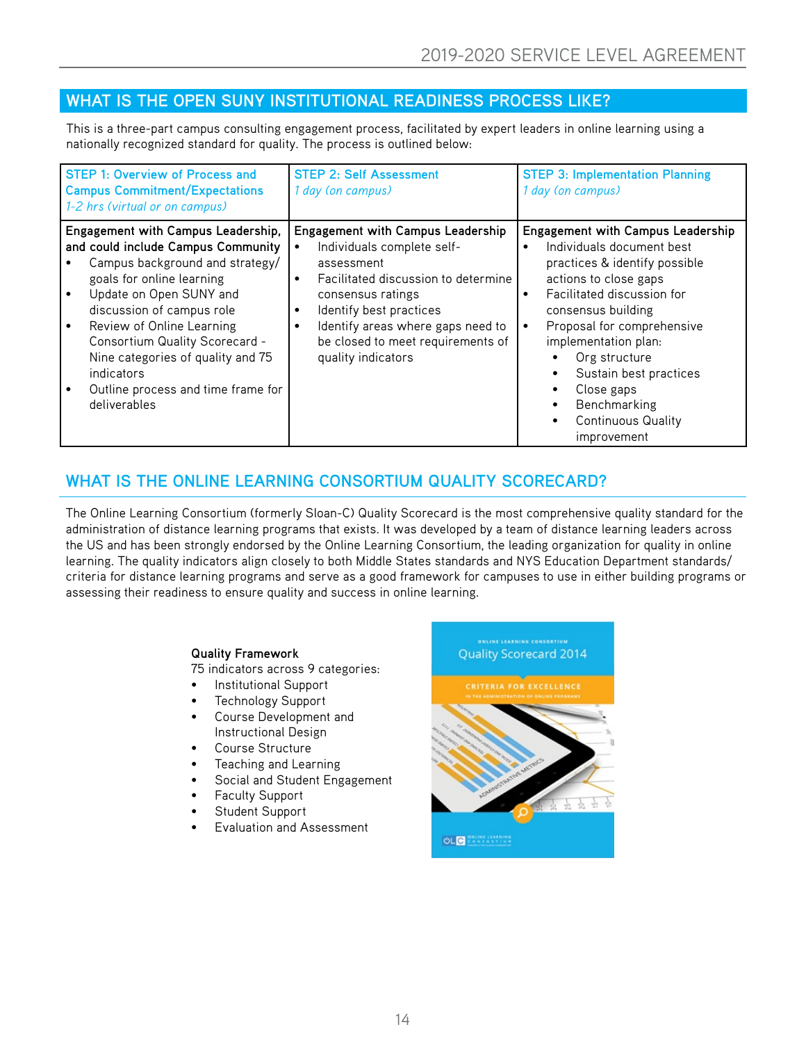## WHAT IS THE OPEN SUNY INSTITUTIONAL READINESS PROCESS LIKE?

This is a three-part campus consulting engagement process, facilitated by expert leaders in online learning using a nationally recognized standard for quality. The process is outlined below:

| STEP 1: Overview of Process and Campus Commitment/Expectations *1-2 hrs (virtual or on campus)* | STEP 2: Self Assessment *1 day (on campus)* | STEP 3: Implementation Planning *1 day (on campus)* |
|---|---|---|
| **Engagement with Campus Leadership, and could include Campus Community**<br>• Campus background and strategy/ goals for online learning<br>• Update on Open SUNY and discussion of campus role<br>• Review of Online Learning Consortium Quality Scorecard - Nine categories of quality and 75 indicators<br>• Outline process and time frame for deliverables | **Engagement with Campus Leadership**<br>• Individuals complete self-assessment<br>• Facilitated discussion to determine consensus ratings<br>• Identify best practices<br>• Identify areas where gaps need to be closed to meet requirements of quality indicators | **Engagement with Campus Leadership**<br>• Individuals document best practices & identify possible actions to close gaps<br>• Facilitated discussion for consensus building<br>• Proposal for comprehensive implementation plan:<br>  • Org structure<br>  • Sustain best practices<br>  • Close gaps<br>  • Benchmarking<br>  • Continuous Quality improvement |

## WHAT IS THE ONLINE LEARNING CONSORTIUM QUALITY SCORECARD?

The Online Learning Consortium (formerly Sloan-C) Quality Scorecard is the most comprehensive quality standard for the administration of distance learning programs that exists. It was developed by a team of distance learning leaders across the US and has been strongly endorsed by the Online Learning Consortium, the leading organization for quality in online learning. The quality indicators align closely to both Middle States standards and NYS Education Department standards/ criteria for distance learning programs and serve as a good framework for campuses to use in either building programs or assessing their readiness to ensure quality and success in online learning.

**Quality Framework**

75 indicators across 9 categories:

- Institutional Support
- Technology Support
- Course Development and Instructional Design
- Course Structure
- Teaching and Learning
- Social and Student Engagement
- Faculty Support
- Student Support
- Evaluation and Assessment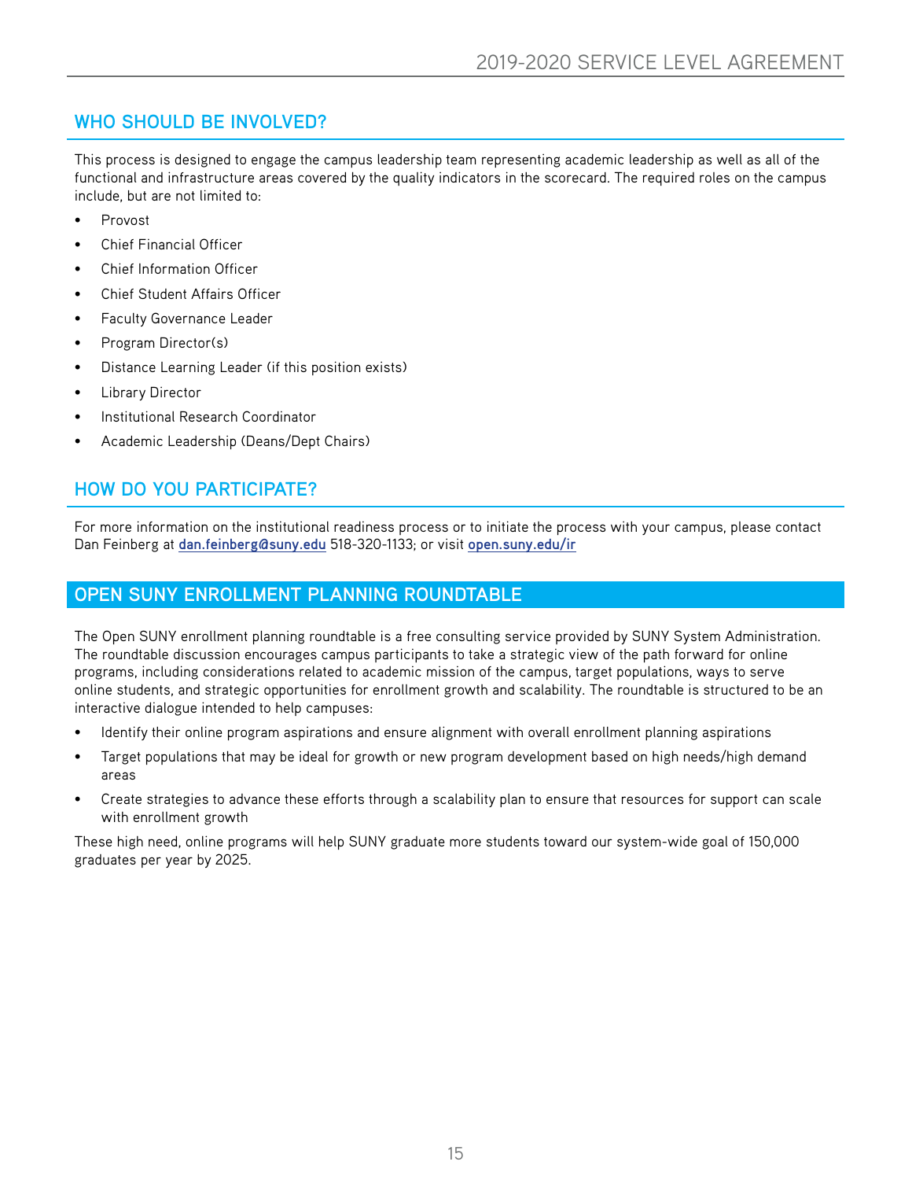## WHO SHOULD BE INVOLVED?

This process is designed to engage the campus leadership team representing academic leadership as well as all of the functional and infrastructure areas covered by the quality indicators in the scorecard. The required roles on the campus include, but are not limited to:

- Provost
- Chief Financial Officer
- Chief Information Officer
- Chief Student Affairs Officer
- Faculty Governance Leader
- Program Director(s)
- Distance Learning Leader (if this position exists)
- Library Director
- Institutional Research Coordinator
- Academic Leadership (Deans/Dept Chairs)

## HOW DO YOU PARTICIPATE?

For more information on the institutional readiness process or to initiate the process with your campus, please contact Dan Feinberg at **dan.feinberg@suny.edu** 518-320-1133; or visit **open.suny.edu/ir**

# OPEN SUNY ENROLLMENT PLANNING ROUNDTABLE

The Open SUNY enrollment planning roundtable is a free consulting service provided by SUNY System Administration. The roundtable discussion encourages campus participants to take a strategic view of the path forward for online programs, including considerations related to academic mission of the campus, target populations, ways to serve online students, and strategic opportunities for enrollment growth and scalability. The roundtable is structured to be an interactive dialogue intended to help campuses:

- Identify their online program aspirations and ensure alignment with overall enrollment planning aspirations
- Target populations that may be ideal for growth or new program development based on high needs/high demand areas
- Create strategies to advance these efforts through a scalability plan to ensure that resources for support can scale with enrollment growth

These high need, online programs will help SUNY graduate more students toward our system-wide goal of 150,000 graduates per year by 2025.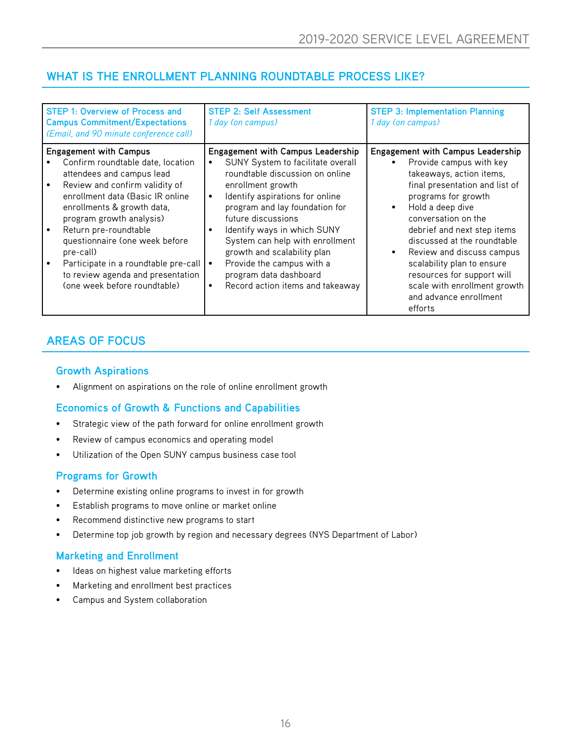## WHAT IS THE ENROLLMENT PLANNING ROUNDTABLE PROCESS LIKE?

| STEP 1: Overview of Process and Campus Commitment/Expectations *(Email, and 90 minute conference call)* | STEP 2: Self Assessment *1 day (on campus)* | STEP 3: Implementation Planning *1 day (on campus)* |
|---|---|---|
| **Engagement with Campus**<br>• Confirm roundtable date, location attendees and campus lead<br>• Review and confirm validity of enrollment data (Basic IR online enrollments & growth data, program growth analysis)<br>• Return pre-roundtable questionnaire (one week before pre-call)<br>• Participate in a roundtable pre-call to review agenda and presentation (one week before roundtable) | **Engagement with Campus Leadership**<br>• SUNY System to facilitate overall roundtable discussion on online enrollment growth<br>• Identify aspirations for online program and lay foundation for future discussions<br>• Identify ways in which SUNY System can help with enrollment growth and scalability plan<br>• Provide the campus with a program data dashboard<br>• Record action items and takeaway | **Engagement with Campus Leadership**<br>• Provide campus with key takeaways, action items, final presentation and list of programs for growth<br>• Hold a deep dive conversation on the debrief and next step items discussed at the roundtable<br>• Review and discuss campus scalability plan to ensure resources for support will scale with enrollment growth and advance enrollment efforts |

## AREAS OF FOCUS

### Growth Aspirations

- Alignment on aspirations on the role of online enrollment growth

### Economics of Growth & Functions and Capabilities

- Strategic view of the path forward for online enrollment growth
- Review of campus economics and operating model
- Utilization of the Open SUNY campus business case tool

### Programs for Growth

- Determine existing online programs to invest in for growth
- Establish programs to move online or market online
- Recommend distinctive new programs to start
- Determine top job growth by region and necessary degrees (NYS Department of Labor)

### Marketing and Enrollment

- Ideas on highest value marketing efforts
- Marketing and enrollment best practices
- Campus and System collaboration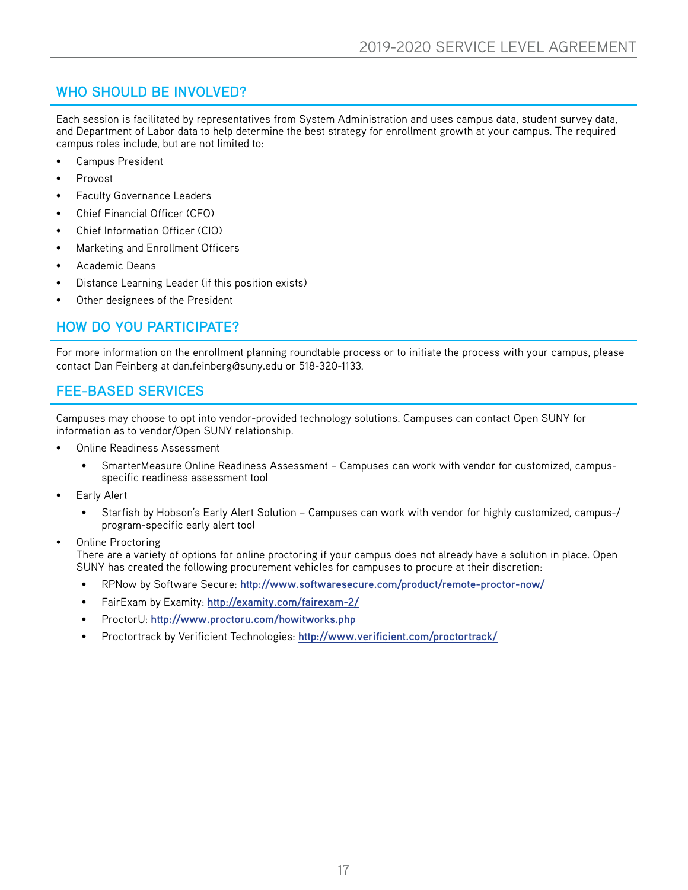## WHO SHOULD BE INVOLVED?

Each session is facilitated by representatives from System Administration and uses campus data, student survey data, and Department of Labor data to help determine the best strategy for enrollment growth at your campus. The required campus roles include, but are not limited to:

- Campus President
- Provost
- Faculty Governance Leaders
- Chief Financial Officer (CFO)
- Chief Information Officer (CIO)
- Marketing and Enrollment Officers
- Academic Deans
- Distance Learning Leader (if this position exists)
- Other designees of the President

## HOW DO YOU PARTICIPATE?

For more information on the enrollment planning roundtable process or to initiate the process with your campus, please contact Dan Feinberg at dan.feinberg@suny.edu or 518-320-1133.

## FEE-BASED SERVICES

Campuses may choose to opt into vendor-provided technology solutions. Campuses can contact Open SUNY for information as to vendor/Open SUNY relationship.

- Online Readiness Assessment
  - SmarterMeasure Online Readiness Assessment – Campuses can work with vendor for customized, campus-specific readiness assessment tool
- Early Alert
  - Starfish by Hobson's Early Alert Solution – Campuses can work with vendor for highly customized, campus-/program-specific early alert tool
- Online Proctoring
  There are a variety of options for online proctoring if your campus does not already have a solution in place. Open SUNY has created the following procurement vehicles for campuses to procure at their discretion:
  - RPNow by Software Secure: http://www.softwaresecure.com/product/remote-proctor-now/
  - FairExam by Examity: http://examity.com/fairexam-2/
  - ProctorU: http://www.proctoru.com/howitworks.php
  - Proctortrack by Verificient Technologies: http://www.verificient.com/proctortrack/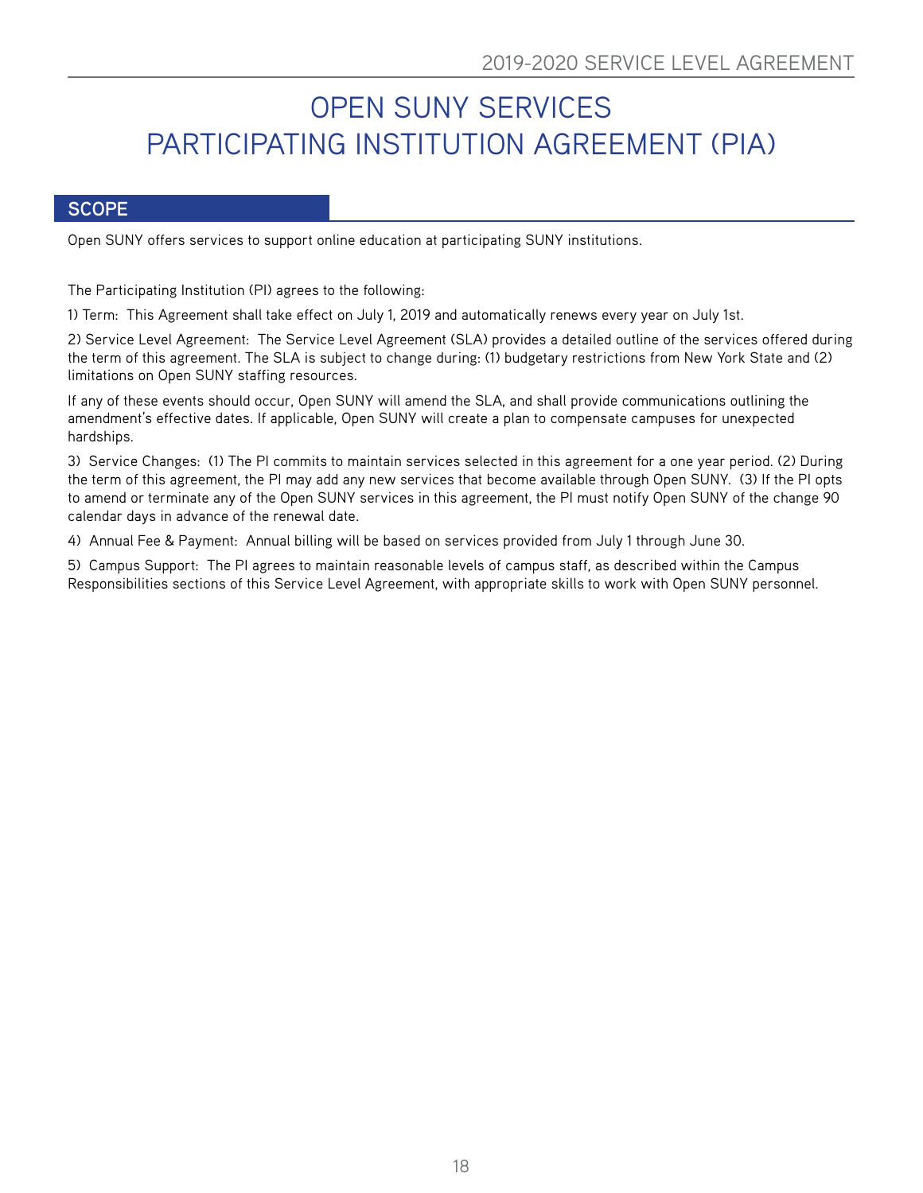# OPEN SUNY SERVICES
# PARTICIPATING INSTITUTION AGREEMENT (PIA)

## SCOPE

Open SUNY offers services to support online education at participating SUNY institutions.

The Participating Institution (PI) agrees to the following:

1) Term: This Agreement shall take effect on July 1, 2019 and automatically renews every year on July 1st.

2) Service Level Agreement: The Service Level Agreement (SLA) provides a detailed outline of the services offered during the term of this agreement. The SLA is subject to change during: (1) budgetary restrictions from New York State and (2) limitations on Open SUNY staffing resources.

If any of these events should occur, Open SUNY will amend the SLA, and shall provide communications outlining the amendment's effective dates. If applicable, Open SUNY will create a plan to compensate campuses for unexpected hardships.

3) Service Changes: (1) The PI commits to maintain services selected in this agreement for a one year period. (2) During the term of this agreement, the PI may add any new services that become available through Open SUNY. (3) If the PI opts to amend or terminate any of the Open SUNY services in this agreement, the PI must notify Open SUNY of the change 90 calendar days in advance of the renewal date.

4) Annual Fee & Payment: Annual billing will be based on services provided from July 1 through June 30.

5) Campus Support: The PI agrees to maintain reasonable levels of campus staff, as described within the Campus Responsibilities sections of this Service Level Agreement, with appropriate skills to work with Open SUNY personnel.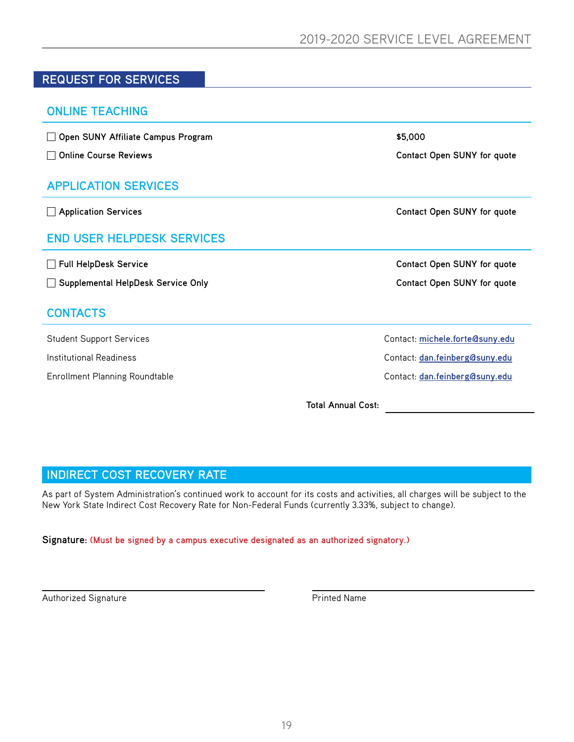## REQUEST FOR SERVICES

### ONLINE TEACHING

| | |
|---|---|
| ☐ **Open SUNY Affiliate Campus Program** | **$5,000** |
| ☐ **Online Course Reviews** | **Contact Open SUNY for quote** |

### APPLICATION SERVICES

| | |
|---|---|
| ☐ **Application Services** | **Contact Open SUNY for quote** |

### END USER HELPDESK SERVICES

| | |
|---|---|
| ☐ **Full HelpDesk Service** | **Contact Open SUNY for quote** |
| ☐ **Supplemental HelpDesk Service Only** | **Contact Open SUNY for quote** |

### CONTACTS

| | |
|---|---|
| Student Support Services | Contact: michele.forte@suny.edu |
| Institutional Readiness | Contact: dan.feinberg@suny.edu |
| Enrollment Planning Roundtable | Contact: dan.feinberg@suny.edu |

**Total Annual Cost:** ______________________

## INDIRECT COST RECOVERY RATE

As part of System Administration's continued work to account for its costs and activities, all charges will be subject to the New York State Indirect Cost Recovery Rate for Non-Federal Funds (currently 3.33%, subject to change).

**Signature: (Must be signed by a campus executive designated as an authorized signatory.)**

______________________ Authorized Signature

______________________ Printed Name